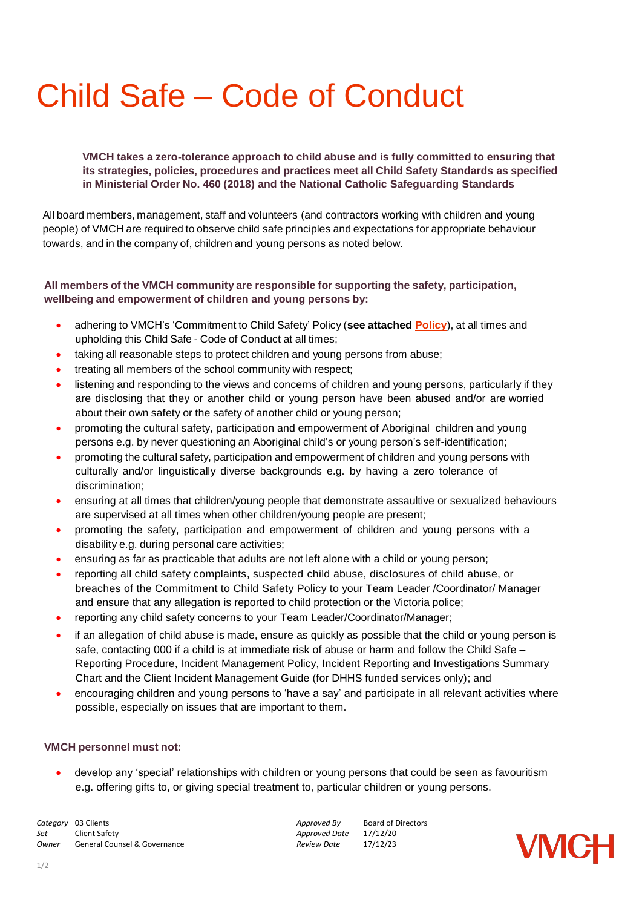# Child Safe – Code of Conduct

**VMCH takes a zero-tolerance approach to child abuse and is fully committed to ensuring that its strategies, policies, procedures and practices meet all Child Safety Standards as specified in Ministerial Order No. 460 (2018) and the National Catholic Safeguarding Standards**

All board members, management, staff and volunteers (and contractors working with children and young people) of VMCH are required to observe child safe principles and expectations for appropriate behaviour towards, and in the company of, children and young persons as noted below.

**All members of the VMCH community are responsible for supporting the safety, participation, wellbeing and empowerment of children and young persons by:**

- adhering to VMCH's 'Commitment to Child Safety' Policy (**see attached Policy**), at all times and upholding this Child Safe - Code of Conduct at all times;
- taking all reasonable steps to protect children and young persons from abuse;
- treating all members of the school community with respect;
- listening and responding to the views and concerns of children and young persons, particularly if they are disclosing that they or another child or young person have been abused and/or are worried about their own safety or the safety of another child or young person;
- promoting the cultural safety, participation and empowerment of Aboriginal children and young persons e.g. by never questioning an Aboriginal child's or young person's self-identification;
- promoting the cultural safety, participation and empowerment of children and young persons with culturally and/or linguistically diverse backgrounds e.g. by having a zero tolerance of discrimination;
- ensuring at all times that children/young people that demonstrate assaultive or sexualized behaviours are supervised at all times when other children/young people are present;
- promoting the safety, participation and empowerment of children and young persons with a disability e.g. during personal care activities;
- ensuring as far as practicable that adults are not left alone with a child or young person;
- reporting all child safety complaints, suspected child abuse, disclosures of child abuse, or breaches of the Commitment to Child Safety Policy to your Team Leader /Coordinator/ Manager and ensure that any allegation is reported to child protection or the Victoria police;
- reporting any child safety concerns to your Team Leader/Coordinator/Manager;
- if an allegation of child abuse is made, ensure as quickly as possible that the child or young person is safe, contacting 000 if a child is at immediate risk of abuse or harm and follow the Child Safe – Reporting Procedure, Incident Management Policy, Incident Reporting and Investigations Summary Chart and the Client Incident Management Guide (for DHHS funded services only); and
- encouraging children and young persons to 'have a say' and participate in all relevant activities where possible, especially on issues that are important to them.

**VMCH personnel must not:**

- develop any 'special' relationships with children or young persons that could be seen as favouritism e.g. offering gifts to, or giving special treatment to, particular children or young persons.

| | | | |
|---|---|---|---|
| *Category* | 03 Clients | *Approved By* | Board of Directors |
| *Set* | Client Safety | *Approved Date* | 17/12/20 |
| *Owner* | General Counsel & Governance | *Review Date* | 17/12/23 |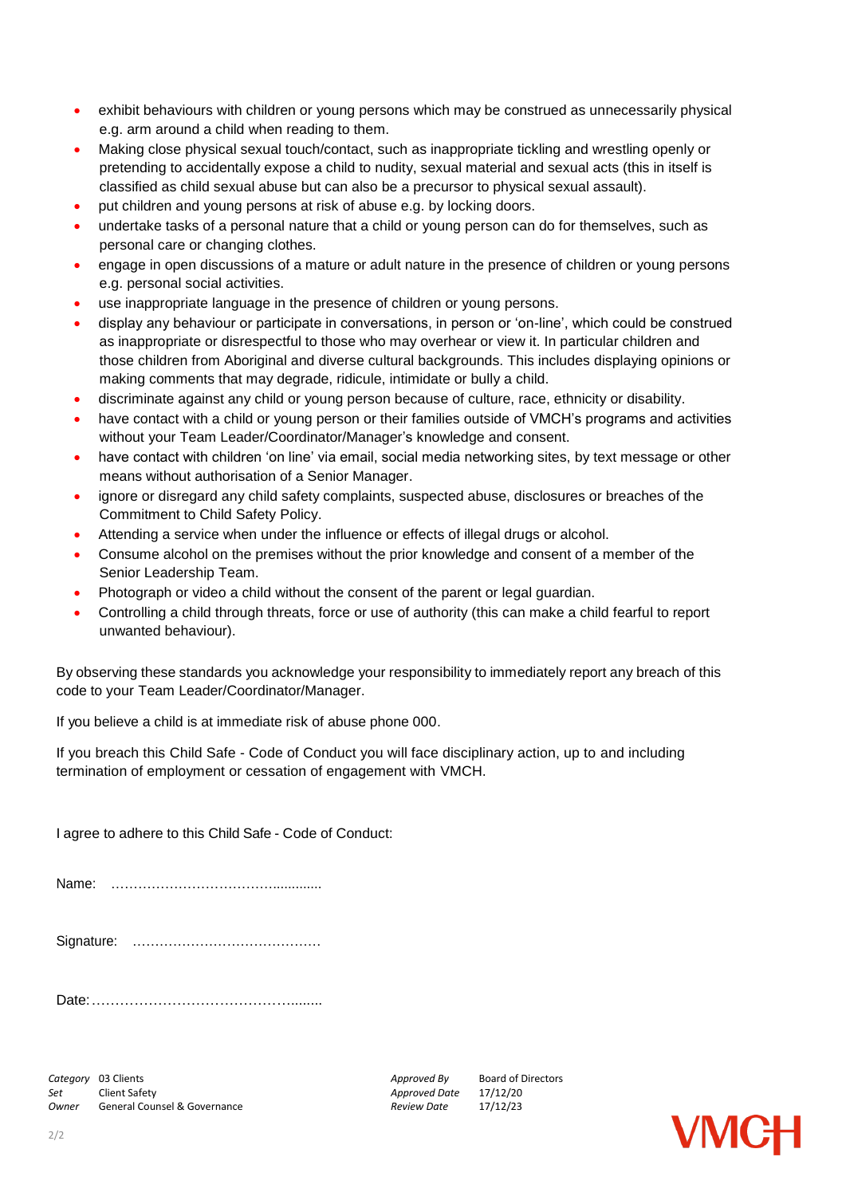- exhibit behaviours with children or young persons which may be construed as unnecessarily physical e.g. arm around a child when reading to them.
- Making close physical sexual touch/contact, such as inappropriate tickling and wrestling openly or pretending to accidentally expose a child to nudity, sexual material and sexual acts (this in itself is classified as child sexual abuse but can also be a precursor to physical sexual assault).
- put children and young persons at risk of abuse e.g. by locking doors.
- undertake tasks of a personal nature that a child or young person can do for themselves, such as personal care or changing clothes.
- engage in open discussions of a mature or adult nature in the presence of children or young persons e.g. personal social activities.
- use inappropriate language in the presence of children or young persons.
- display any behaviour or participate in conversations, in person or 'on-line', which could be construed as inappropriate or disrespectful to those who may overhear or view it. In particular children and those children from Aboriginal and diverse cultural backgrounds. This includes displaying opinions or making comments that may degrade, ridicule, intimidate or bully a child.
- discriminate against any child or young person because of culture, race, ethnicity or disability.
- have contact with a child or young person or their families outside of VMCH's programs and activities without your Team Leader/Coordinator/Manager's knowledge and consent.
- have contact with children 'on line' via email, social media networking sites, by text message or other means without authorisation of a Senior Manager.
- ignore or disregard any child safety complaints, suspected abuse, disclosures or breaches of the Commitment to Child Safety Policy.
- Attending a service when under the influence or effects of illegal drugs or alcohol.
- Consume alcohol on the premises without the prior knowledge and consent of a member of the Senior Leadership Team.
- Photograph or video a child without the consent of the parent or legal guardian.
- Controlling a child through threats, force or use of authority (this can make a child fearful to report unwanted behaviour).

By observing these standards you acknowledge your responsibility to immediately report any breach of this code to your Team Leader/Coordinator/Manager.

If you believe a child is at immediate risk of abuse phone 000.

If you breach this Child Safe - Code of Conduct you will face disciplinary action, up to and including termination of employment or cessation of engagement with VMCH.

I agree to adhere to this Child Safe - Code of Conduct:

Name: ……………………………….............

Signature: ……………………………………

Date:……………………………………........

| | | | |
|---|---|---|---|
| *Category* | 03 Clients | *Approved By* | Board of Directors |
| *Set* | Client Safety | *Approved Date* | 17/12/20 |
| *Owner* | General Counsel & Governance | *Review Date* | 17/12/23 |

VMCH